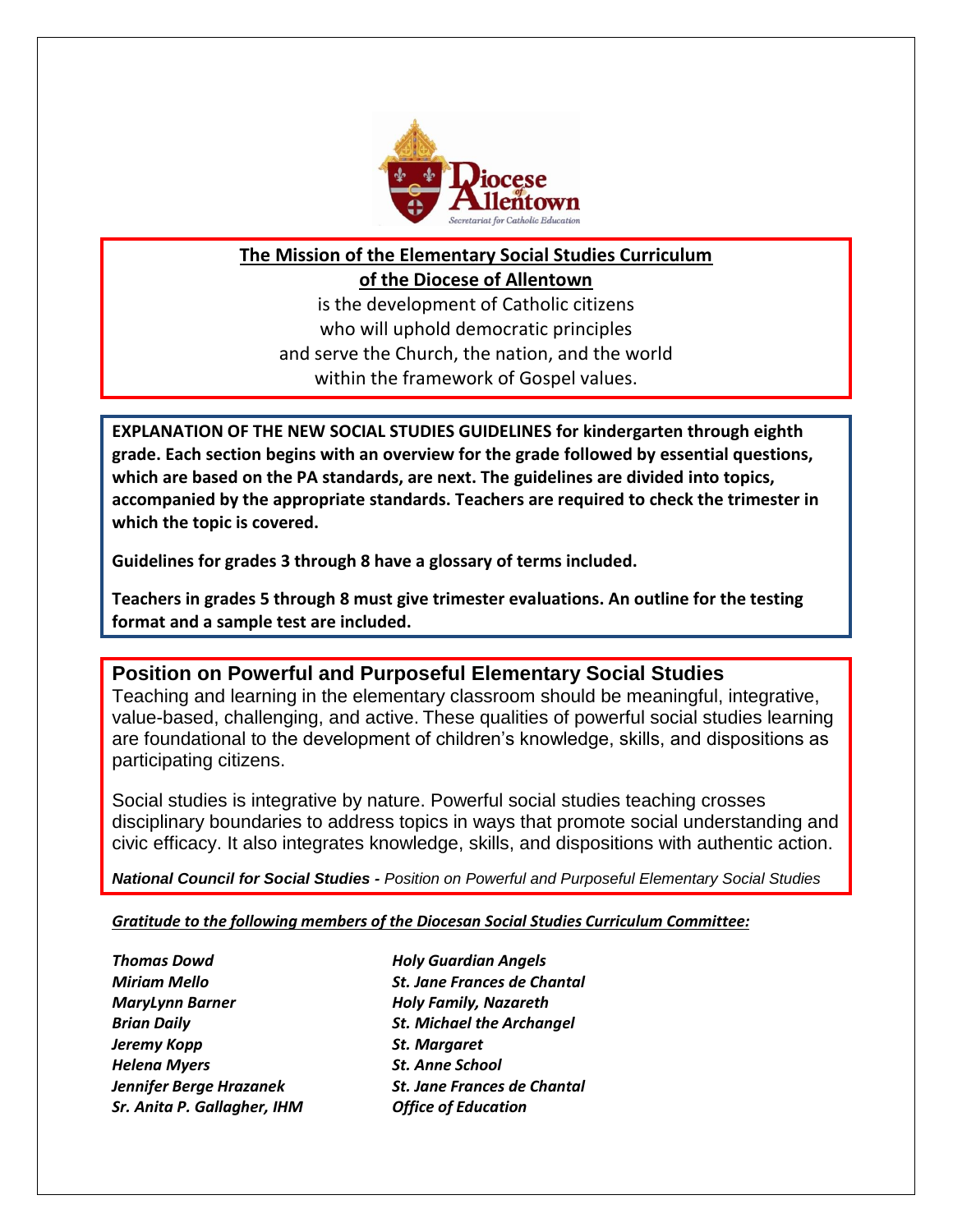**The Mission of the Elementary Social Studies Curriculum**
**of the Diocese of Allentown**

is the development of Catholic citizens
who will uphold democratic principles
and serve the Church, the nation, and the world
within the framework of Gospel values.

**EXPLANATION OF THE NEW SOCIAL STUDIES GUIDELINES for kindergarten through eighth grade. Each section begins with an overview for the grade followed by essential questions, which are based on the PA standards, are next. The guidelines are divided into topics, accompanied by the appropriate standards. Teachers are required to check the trimester in which the topic is covered.**

**Guidelines for grades 3 through 8 have a glossary of terms included.**

**Teachers in grades 5 through 8 must give trimester evaluations. An outline for the testing format and a sample test are included.**

## Position on Powerful and Purposeful Elementary Social Studies

Teaching and learning in the elementary classroom should be meaningful, integrative, value-based, challenging, and active. These qualities of powerful social studies learning are foundational to the development of children's knowledge, skills, and dispositions as participating citizens.

Social studies is integrative by nature. Powerful social studies teaching crosses disciplinary boundaries to address topics in ways that promote social understanding and civic efficacy. It also integrates knowledge, skills, and dispositions with authentic action.

***National Council for Social Studies -*** *Position on Powerful and Purposeful Elementary Social Studies*

***Gratitude to the following members of the Diocesan Social Studies Curriculum Committee:***

| | |
|---|---|
| ***Thomas Dowd*** | ***Holy Guardian Angels*** |
| ***Miriam Mello*** | ***St. Jane Frances de Chantal*** |
| ***MaryLynn Barner*** | ***Holy Family, Nazareth*** |
| ***Brian Daily*** | ***St. Michael the Archangel*** |
| ***Jeremy Kopp*** | ***St. Margaret*** |
| ***Helena Myers*** | ***St. Anne School*** |
| ***Jennifer Berge Hrazanek*** | ***St. Jane Frances de Chantal*** |
| ***Sr. Anita P. Gallagher, IHM*** | ***Office of Education*** |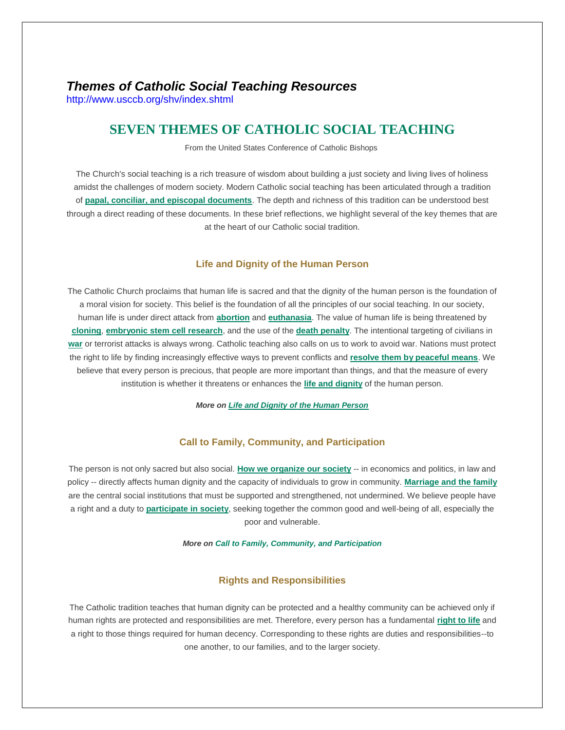## *Themes of Catholic Social Teaching Resources*

http://www.usccb.org/shv/index.shtml

# SEVEN THEMES OF CATHOLIC SOCIAL TEACHING

From the United States Conference of Catholic Bishops

The Church's social teaching is a rich treasure of wisdom about building a just society and living lives of holiness amidst the challenges of modern society. Modern Catholic social teaching has been articulated through a tradition of **papal, conciliar, and episcopal documents**. The depth and richness of this tradition can be understood best through a direct reading of these documents. In these brief reflections, we highlight several of the key themes that are at the heart of our Catholic social tradition.

### Life and Dignity of the Human Person

The Catholic Church proclaims that human life is sacred and that the dignity of the human person is the foundation of a moral vision for society. This belief is the foundation of all the principles of our social teaching. In our society, human life is under direct attack from **abortion** and **euthanasia**. The value of human life is being threatened by **cloning**, **embryonic stem cell research**, and the use of the **death penalty**. The intentional targeting of civilians in **war** or terrorist attacks is always wrong. Catholic teaching also calls on us to work to avoid war. Nations must protect the right to life by finding increasingly effective ways to prevent conflicts and **resolve them by peaceful means**. We believe that every person is precious, that people are more important than things, and that the measure of every institution is whether it threatens or enhances the **life and dignity** of the human person.

***More on Life and Dignity of the Human Person***

### Call to Family, Community, and Participation

The person is not only sacred but also social. **How we organize our society** -- in economics and politics, in law and policy -- directly affects human dignity and the capacity of individuals to grow in community. **Marriage and the family** are the central social institutions that must be supported and strengthened, not undermined. We believe people have a right and a duty to **participate in society**, seeking together the common good and well-being of all, especially the poor and vulnerable.

***More on Call to Family, Community, and Participation***

### Rights and Responsibilities

The Catholic tradition teaches that human dignity can be protected and a healthy community can be achieved only if human rights are protected and responsibilities are met. Therefore, every person has a fundamental **right to life** and a right to those things required for human decency. Corresponding to these rights are duties and responsibilities--to one another, to our families, and to the larger society.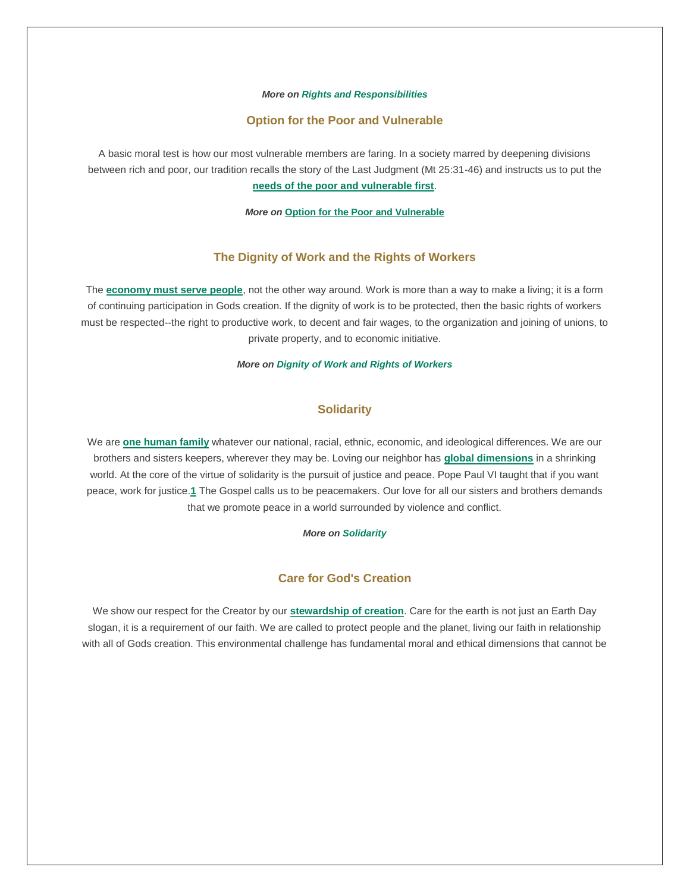***More on** Rights and Responsibilities*

### Option for the Poor and Vulnerable

A basic moral test is how our most vulnerable members are faring. In a society marred by deepening divisions between rich and poor, our tradition recalls the story of the Last Judgment (Mt 25:31-46) and instructs us to put the **needs of the poor and vulnerable first**.

***More on*** **Option for the Poor and Vulnerable**

### The Dignity of Work and the Rights of Workers

The **economy must serve people**, not the other way around. Work is more than a way to make a living; it is a form of continuing participation in Gods creation. If the dignity of work is to be protected, then the basic rights of workers must be respected--the right to productive work, to decent and fair wages, to the organization and joining of unions, to private property, and to economic initiative.

***More on** Dignity of Work and Rights of Workers*

### Solidarity

We are **one human family** whatever our national, racial, ethnic, economic, and ideological differences. We are our brothers and sisters keepers, wherever they may be. Loving our neighbor has **global dimensions** in a shrinking world. At the core of the virtue of solidarity is the pursuit of justice and peace. Pope Paul VI taught that if you want peace, work for justice.[1] The Gospel calls us to be peacemakers. Our love for all our sisters and brothers demands that we promote peace in a world surrounded by violence and conflict.

***More on** Solidarity*

### Care for God's Creation

We show our respect for the Creator by our **stewardship of creation**. Care for the earth is not just an Earth Day slogan, it is a requirement of our faith. We are called to protect people and the planet, living our faith in relationship with all of Gods creation. This environmental challenge has fundamental moral and ethical dimensions that cannot be